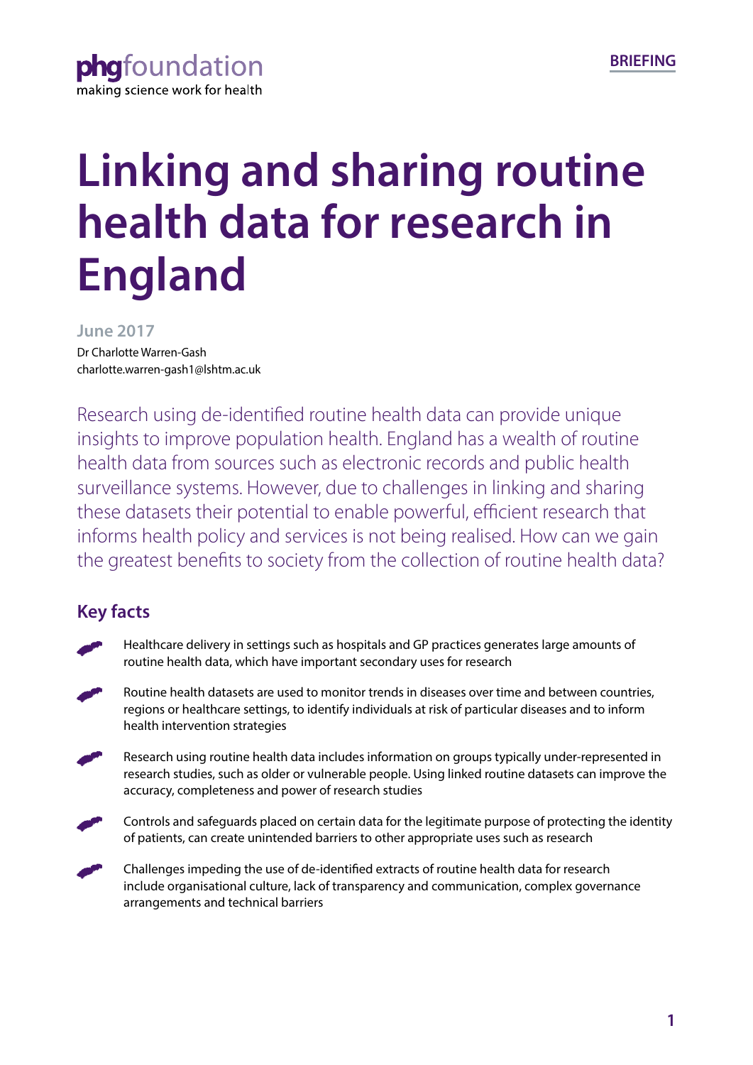phgfoundation
making science work for health

BRIEFING

# Linking and sharing routine health data for research in England

June 2017

Dr Charlotte Warren-Gash
charlotte.warren-gash1@lshtm.ac.uk

Research using de-identified routine health data can provide unique insights to improve population health. England has a wealth of routine health data from sources such as electronic records and public health surveillance systems. However, due to challenges in linking and sharing these datasets their potential to enable powerful, efficient research that informs health policy and services is not being realised. How can we gain the greatest benefits to society from the collection of routine health data?

## Key facts

- Healthcare delivery in settings such as hospitals and GP practices generates large amounts of routine health data, which have important secondary uses for research
- Routine health datasets are used to monitor trends in diseases over time and between countries, regions or healthcare settings, to identify individuals at risk of particular diseases and to inform health intervention strategies
- Research using routine health data includes information on groups typically under-represented in research studies, such as older or vulnerable people. Using linked routine datasets can improve the accuracy, completeness and power of research studies
- Controls and safeguards placed on certain data for the legitimate purpose of protecting the identity of patients, can create unintended barriers to other appropriate uses such as research
- Challenges impeding the use of de-identified extracts of routine health data for research include organisational culture, lack of transparency and communication, complex governance arrangements and technical barriers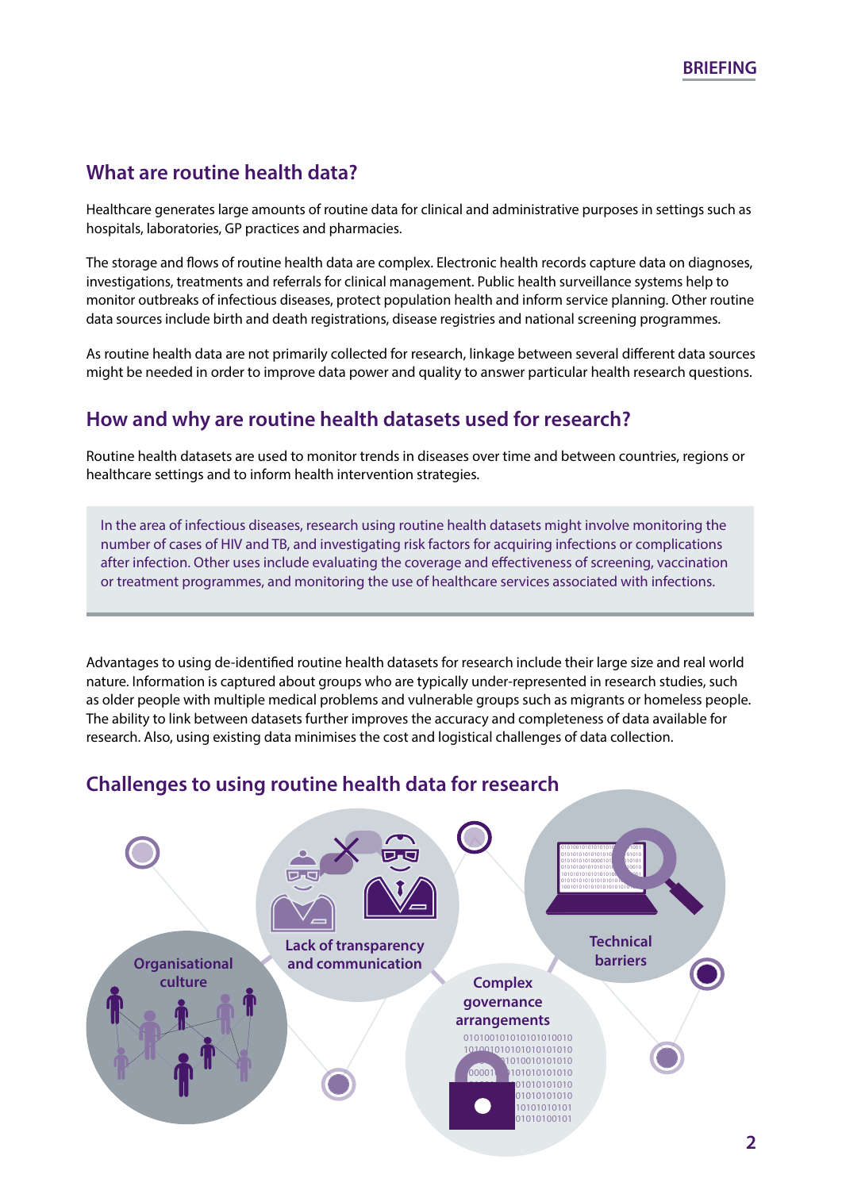## What are routine health data?

Healthcare generates large amounts of routine data for clinical and administrative purposes in settings such as hospitals, laboratories, GP practices and pharmacies.

The storage and flows of routine health data are complex. Electronic health records capture data on diagnoses, investigations, treatments and referrals for clinical management. Public health surveillance systems help to monitor outbreaks of infectious diseases, protect population health and inform service planning. Other routine data sources include birth and death registrations, disease registries and national screening programmes.

As routine health data are not primarily collected for research, linkage between several different data sources might be needed in order to improve data power and quality to answer particular health research questions.

## How and why are routine health datasets used for research?

Routine health datasets are used to monitor trends in diseases over time and between countries, regions or healthcare settings and to inform health intervention strategies.

> In the area of infectious diseases, research using routine health datasets might involve monitoring the number of cases of HIV and TB, and investigating risk factors for acquiring infections or complications after infection. Other uses include evaluating the coverage and effectiveness of screening, vaccination or treatment programmes, and monitoring the use of healthcare services associated with infections.

Advantages to using de-identified routine health datasets for research include their large size and real world nature. Information is captured about groups who are typically under-represented in research studies, such as older people with multiple medical problems and vulnerable groups such as migrants or homeless people. The ability to link between datasets further improves the accuracy and completeness of data available for research. Also, using existing data minimises the cost and logistical challenges of data collection.

## Challenges to using routine health data for research

- Organisational culture
- Lack of transparency and communication
- Complex governance arrangements
- Technical barriers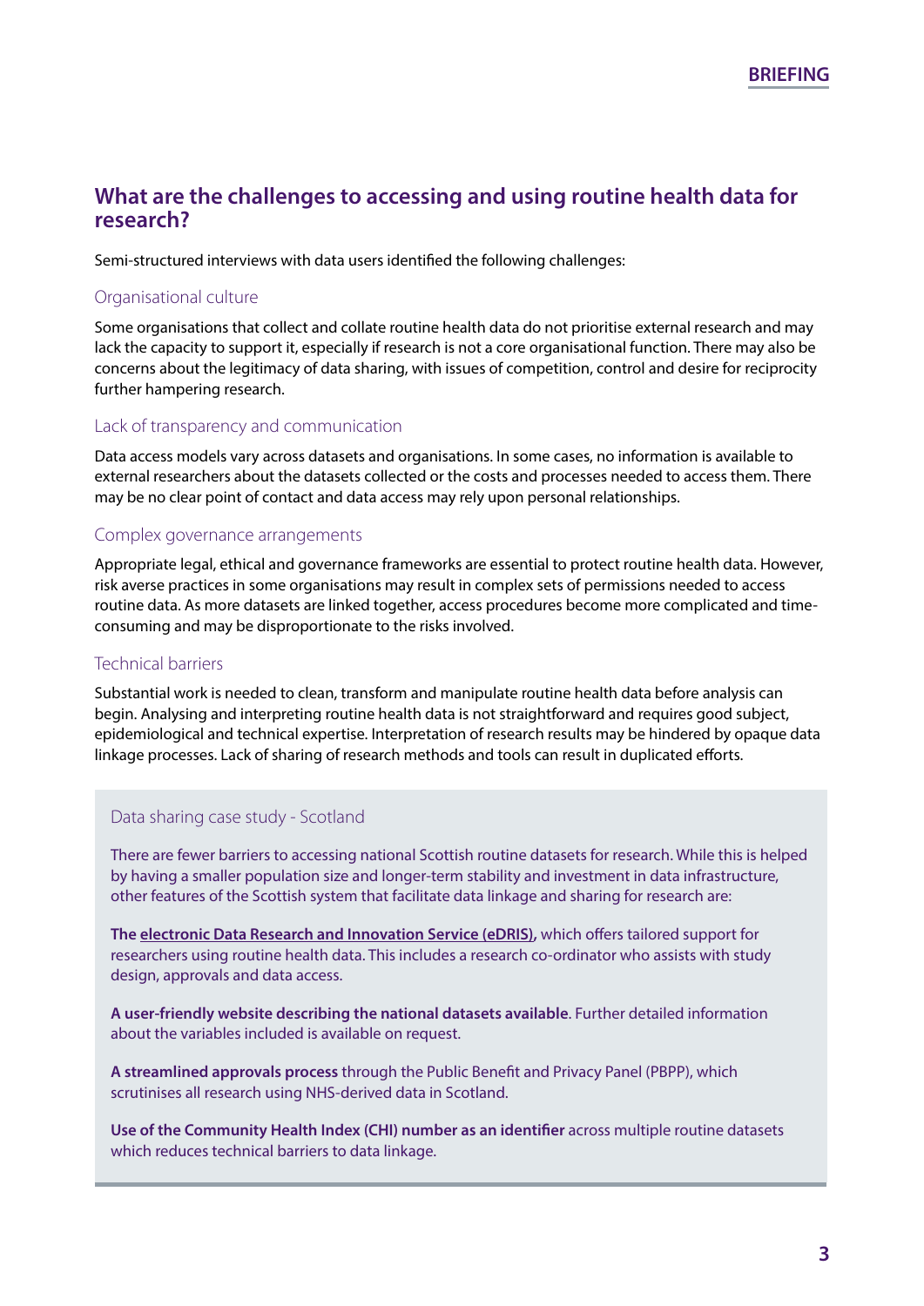## What are the challenges to accessing and using routine health data for research?

Semi-structured interviews with data users identified the following challenges:

### Organisational culture

Some organisations that collect and collate routine health data do not prioritise external research and may lack the capacity to support it, especially if research is not a core organisational function. There may also be concerns about the legitimacy of data sharing, with issues of competition, control and desire for reciprocity further hampering research.

### Lack of transparency and communication

Data access models vary across datasets and organisations. In some cases, no information is available to external researchers about the datasets collected or the costs and processes needed to access them. There may be no clear point of contact and data access may rely upon personal relationships.

### Complex governance arrangements

Appropriate legal, ethical and governance frameworks are essential to protect routine health data. However, risk averse practices in some organisations may result in complex sets of permissions needed to access routine data. As more datasets are linked together, access procedures become more complicated and time-consuming and may be disproportionate to the risks involved.

### Technical barriers

Substantial work is needed to clean, transform and manipulate routine health data before analysis can begin. Analysing and interpreting routine health data is not straightforward and requires good subject, epidemiological and technical expertise. Interpretation of research results may be hindered by opaque data linkage processes. Lack of sharing of research methods and tools can result in duplicated efforts.

### Data sharing case study - Scotland

There are fewer barriers to accessing national Scottish routine datasets for research. While this is helped by having a smaller population size and longer-term stability and investment in data infrastructure, other features of the Scottish system that facilitate data linkage and sharing for research are:

**The electronic Data Research and Innovation Service (eDRIS)**, which offers tailored support for researchers using routine health data. This includes a research co-ordinator who assists with study design, approvals and data access.

**A user-friendly website describing the national datasets available**. Further detailed information about the variables included is available on request.

**A streamlined approvals process** through the Public Benefit and Privacy Panel (PBPP), which scrutinises all research using NHS-derived data in Scotland.

**Use of the Community Health Index (CHI) number as an identifier** across multiple routine datasets which reduces technical barriers to data linkage.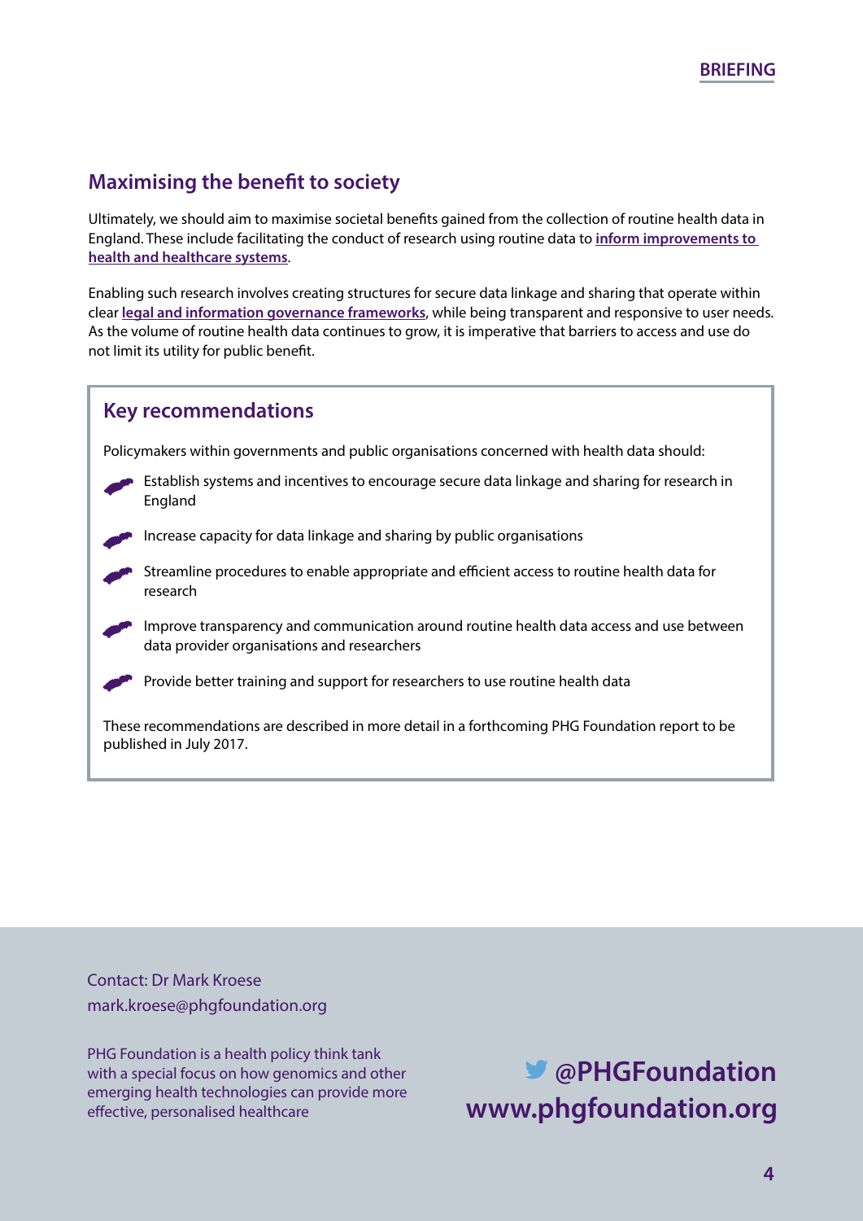## Maximising the benefit to society

Ultimately, we should aim to maximise societal benefits gained from the collection of routine health data in England. These include facilitating the conduct of research using routine data to **inform improvements to health and healthcare systems**.

Enabling such research involves creating structures for secure data linkage and sharing that operate within clear **legal and information governance frameworks**, while being transparent and responsive to user needs. As the volume of routine health data continues to grow, it is imperative that barriers to access and use do not limit its utility for public benefit.

### Key recommendations

Policymakers within governments and public organisations concerned with health data should:

- Establish systems and incentives to encourage secure data linkage and sharing for research in England
- Increase capacity for data linkage and sharing by public organisations
- Streamline procedures to enable appropriate and efficient access to routine health data for research
- Improve transparency and communication around routine health data access and use between data provider organisations and researchers
- Provide better training and support for researchers to use routine health data

These recommendations are described in more detail in a forthcoming PHG Foundation report to be published in July 2017.

Contact: Dr Mark Kroese
mark.kroese@phgfoundation.org

PHG Foundation is a health policy think tank with a special focus on how genomics and other emerging health technologies can provide more effective, personalised healthcare

**@PHGFoundation**
**www.phgfoundation.org**